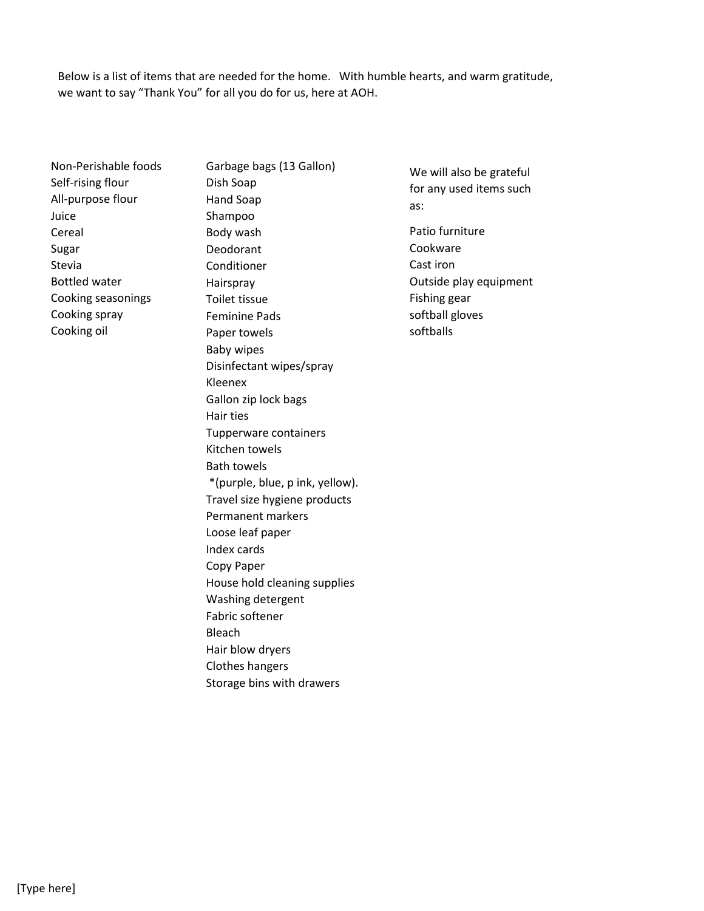Below is a list of items that are needed for the home. With humble hearts, and warm gratitude, we want to say “Thank You” for all you do for us, here at AOH.

Non-Perishable foods
Self-rising flour
All-purpose flour
Juice
Cereal
Sugar
Stevia
Bottled water
Cooking seasonings
Cooking spray
Cooking oil

Garbage bags (13 Gallon)
Dish Soap
Hand Soap
Shampoo
Body wash
Deodorant
Conditioner
Hairspray
Toilet tissue
Feminine Pads
Paper towels
Baby wipes
Disinfectant wipes/spray
Kleenex
Gallon zip lock bags
Hair ties
Tupperware containers
Kitchen towels
Bath towels
*(purple, blue, p ink, yellow).
Travel size hygiene products
Permanent markers
Loose leaf paper
Index cards
Copy Paper
House hold cleaning supplies
Washing detergent
Fabric softener
Bleach
Hair blow dryers
Clothes hangers
Storage bins with drawers

We will also be grateful for any used items such as:

Patio furniture
Cookware
Cast iron
Outside play equipment
Fishing gear
softball gloves
softballs

[Type here]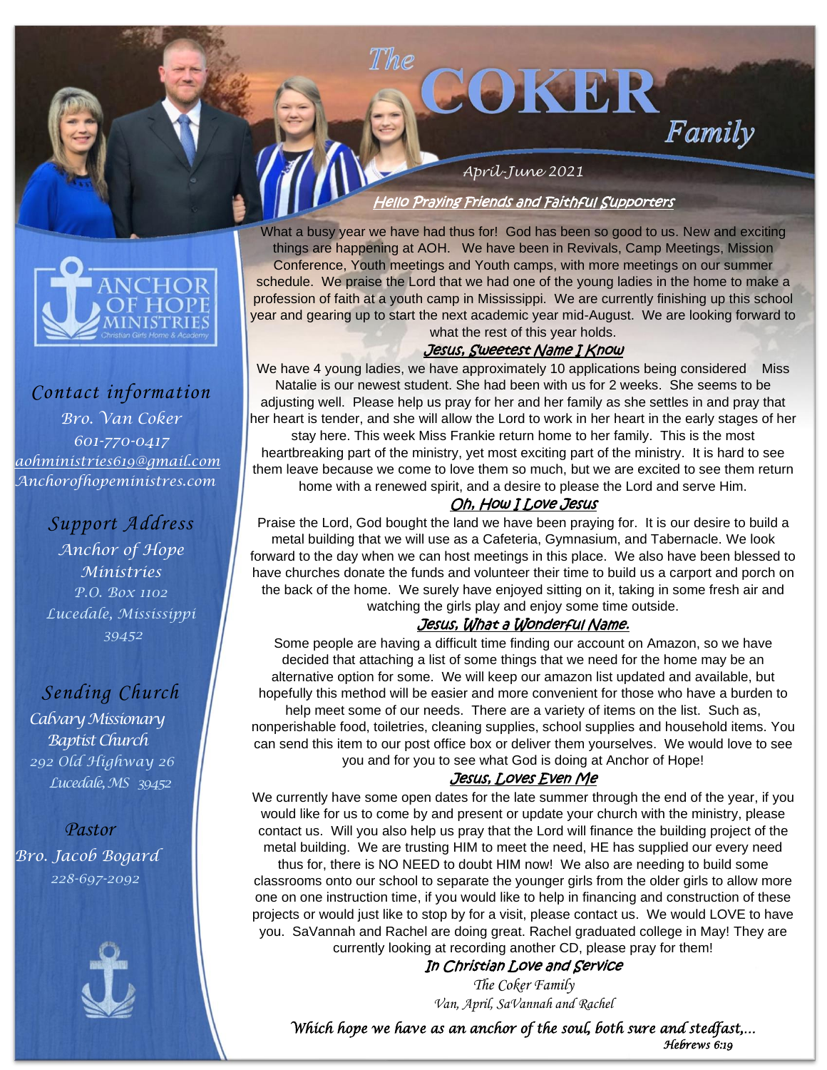# The COKER Family

*April-June 2021*

## Hello Praying Friends and Faithful Supporters

What a busy year we have had thus for! God has been so good to us. New and exciting things are happening at AOH. We have been in Revivals, Camp Meetings, Mission Conference, Youth meetings and Youth camps, with more meetings on our summer schedule. We praise the Lord that we had one of the young ladies in the home to make a profession of faith at a youth camp in Mississippi. We are currently finishing up this school year and gearing up to start the next academic year mid-August. We are looking forward to what the rest of this year holds.

### Jesus, Sweetest Name I Know

We have 4 young ladies, we have approximately 10 applications being considered Miss Natalie is our newest student. She had been with us for 2 weeks. She seems to be adjusting well. Please help us pray for her and her family as she settles in and pray that her heart is tender, and she will allow the Lord to work in her heart in the early stages of her stay here. This week Miss Frankie return home to her family. This is the most heartbreaking part of the ministry, yet most exciting part of the ministry. It is hard to see them leave because we come to love them so much, but we are excited to see them return home with a renewed spirit, and a desire to please the Lord and serve Him.

### Oh, How I Love Jesus

Praise the Lord, God bought the land we have been praying for. It is our desire to build a metal building that we will use as a Cafeteria, Gymnasium, and Tabernacle. We look forward to the day when we can host meetings in this place. We also have been blessed to have churches donate the funds and volunteer their time to build us a carport and porch on the back of the home. We surely have enjoyed sitting on it, taking in some fresh air and watching the girls play and enjoy some time outside.

### Jesus, What a Wonderful Name.

Some people are having a difficult time finding our account on Amazon, so we have decided that attaching a list of some things that we need for the home may be an alternative option for some. We will keep our amazon list updated and available, but hopefully this method will be easier and more convenient for those who have a burden to help meet some of our needs. There are a variety of items on the list. Such as, nonperishable food, toiletries, cleaning supplies, school supplies and household items. You can send this item to our post office box or deliver them yourselves. We would love to see you and for you to see what God is doing at Anchor of Hope!

### Jesus, Loves Even Me

We currently have some open dates for the late summer through the end of the year, if you would like for us to come by and present or update your church with the ministry, please contact us. Will you also help us pray that the Lord will finance the building project of the metal building. We are trusting HIM to meet the need, HE has supplied our every need thus for, there is NO NEED to doubt HIM now! We also are needing to build some classrooms onto our school to separate the younger girls from the older girls to allow more one on one instruction time, if you would like to help in financing and construction of these projects or would just like to stop by for a visit, please contact us. We would LOVE to have you. SaVannah and Rachel are doing great. Rachel graduated college in May! They are currently looking at recording another CD, please pray for them!

*In Christian Love and Service*

*The Coker Family*

*Van, April, SaVannah and Rachel*

*Which hope we have as an anchor of the soul, both sure and stedfast,...*
*Hebrews 6:19*

---

ANCHOR OF HOPE MINISTRIES
Christian Girls Home & Academy

**Contact information**
Bro. Van Coker
601-770-0417
aohministries619@gmail.com
Anchorofhopeministres.com

**Support Address**
Anchor of Hope Ministries
P.O. Box 1102
Lucedale, Mississippi 39452

**Sending Church**
Calvary Missionary Baptist Church
292 Old Highway 26
Lucedale, MS 39452

**Pastor**
Bro. Jacob Bogard
228-697-2092